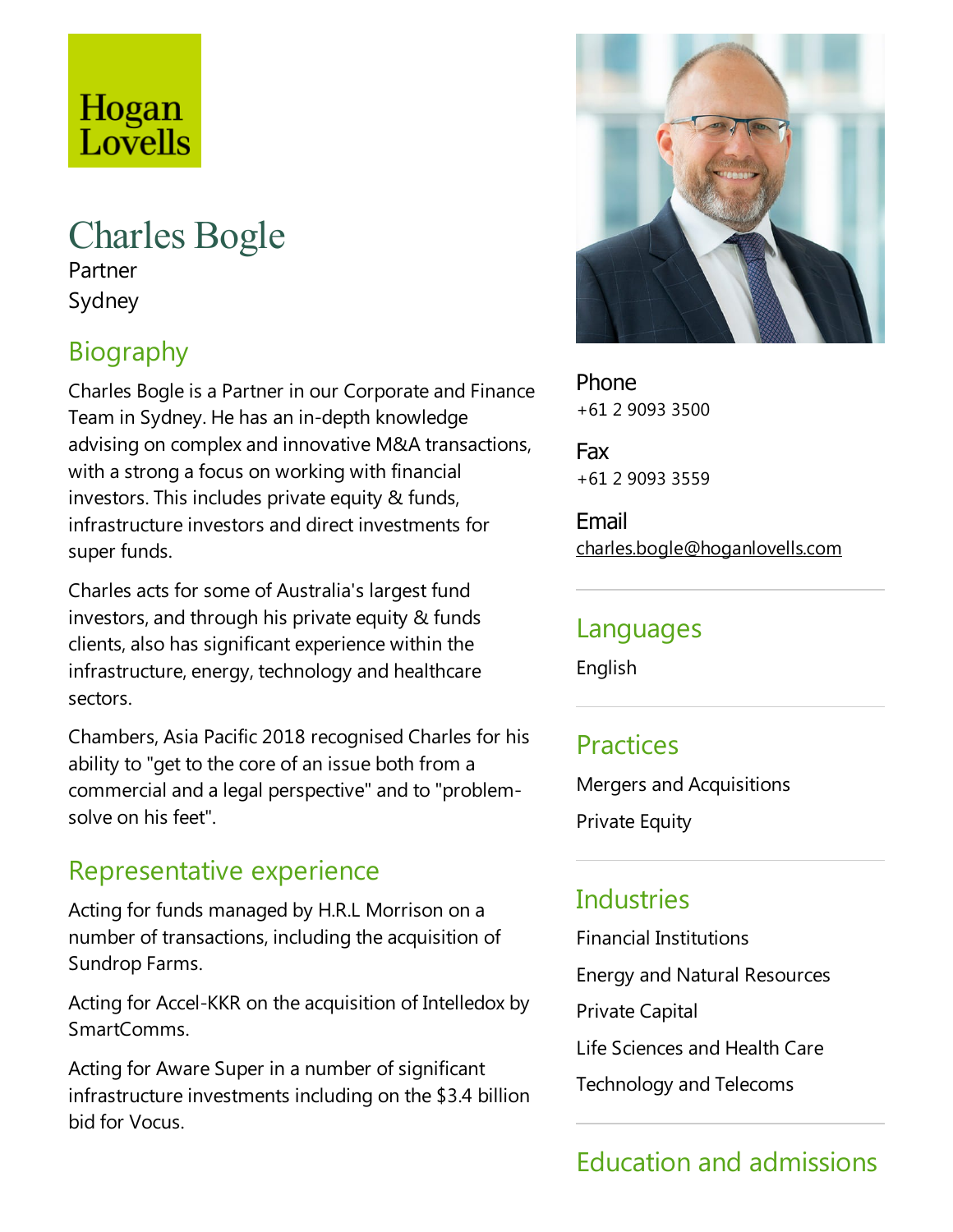Hogan Lovells

# Charles Bogle

Partner

Sydney

## Biography

Charles Bogle is a Partner in our Corporate and Finance Team in Sydney. He has an in-depth knowledge advising on complex and innovative M&A transactions, with a strong a focus on working with financial investors. This includes private equity & funds, infrastructure investors and direct investments for super funds.

Charles acts for some of Australia's largest fund investors, and through his private equity & funds clients, also has significant experience within the infrastructure, energy, technology and healthcare sectors.

Chambers, Asia Pacific 2018 recognised Charles for his ability to "get to the core of an issue both from a commercial and a legal perspective" and to "problem-solve on his feet".

## Representative experience

Acting for funds managed by H.R.L Morrison on a number of transactions, including the acquisition of Sundrop Farms.

Acting for Accel-KKR on the acquisition of Intelledox by SmartComms.

Acting for Aware Super in a number of significant infrastructure investments including on the $3.4 billion bid for Vocus.

Phone
+61 2 9093 3500

Fax
+61 2 9093 3559

Email
charles.bogle@hoganlovells.com

## Languages

English

## Practices

Mergers and Acquisitions

Private Equity

## Industries

Financial Institutions

Energy and Natural Resources

Private Capital

Life Sciences and Health Care

Technology and Telecoms

## Education and admissions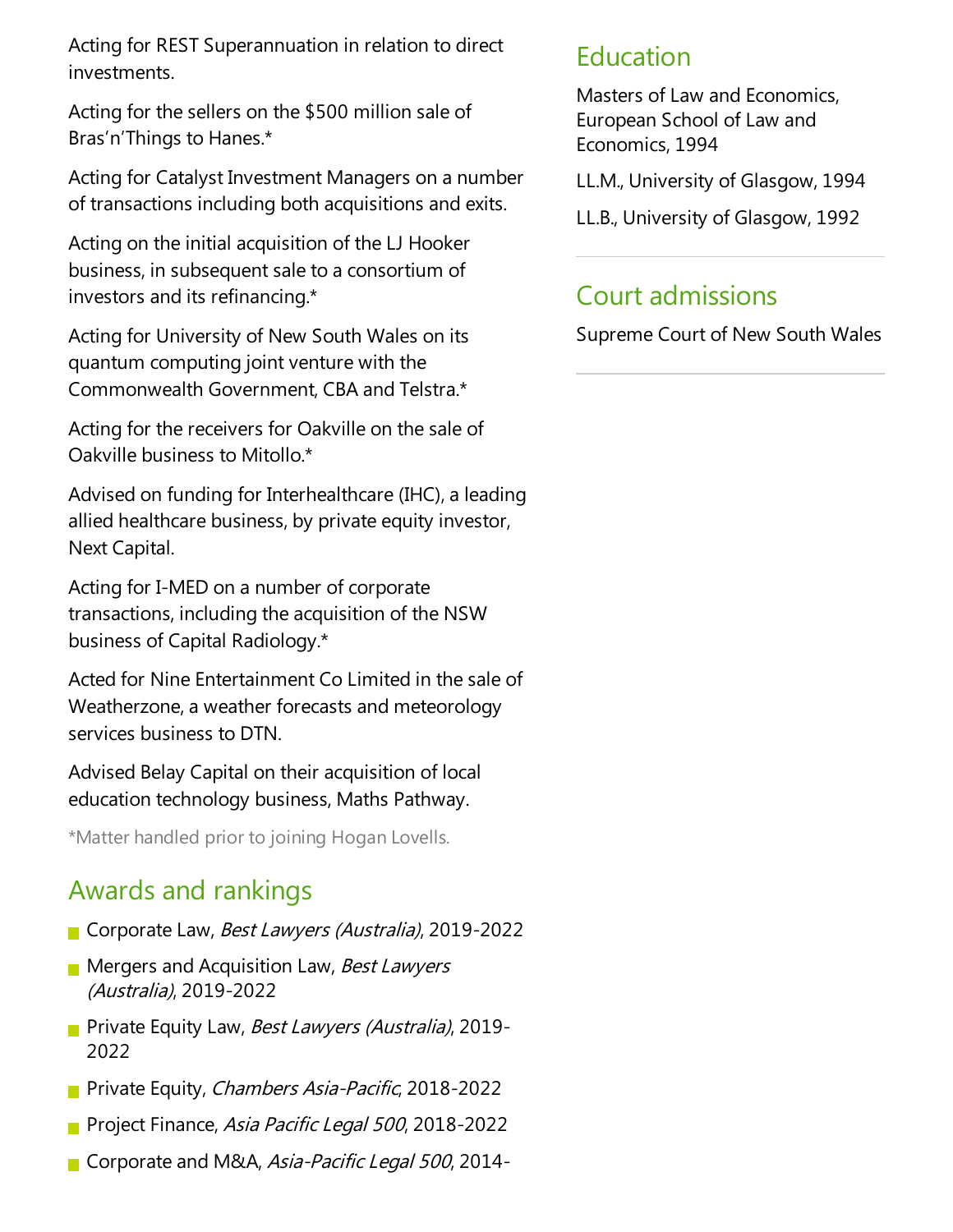Acting for REST Superannuation in relation to direct investments.

Acting for the sellers on the $500 million sale of Bras'n'Things to Hanes.*

Acting for Catalyst Investment Managers on a number of transactions including both acquisitions and exits.

Acting on the initial acquisition of the LJ Hooker business, in subsequent sale to a consortium of investors and its refinancing.*

Acting for University of New South Wales on its quantum computing joint venture with the Commonwealth Government, CBA and Telstra.*

Acting for the receivers for Oakville on the sale of Oakville business to Mitollo.*

Advised on funding for Interhealthcare (IHC), a leading allied healthcare business, by private equity investor, Next Capital.

Acting for I-MED on a number of corporate transactions, including the acquisition of the NSW business of Capital Radiology.*

Acted for Nine Entertainment Co Limited in the sale of Weatherzone, a weather forecasts and meteorology services business to DTN.

Advised Belay Capital on their acquisition of local education technology business, Maths Pathway.

*Matter handled prior to joining Hogan Lovells.

## Awards and rankings

- Corporate Law, *Best Lawyers (Australia)*, 2019-2022
- Mergers and Acquisition Law, *Best Lawyers (Australia)*, 2019-2022
- Private Equity Law, *Best Lawyers (Australia)*, 2019-2022
- Private Equity, *Chambers Asia-Pacific*, 2018-2022
- Project Finance, *Asia Pacific Legal 500*, 2018-2022
- Corporate and M&A, *Asia-Pacific Legal 500*, 2014-

## Education

Masters of Law and Economics, European School of Law and Economics, 1994

LL.M., University of Glasgow, 1994

LL.B., University of Glasgow, 1992

## Court admissions

Supreme Court of New South Wales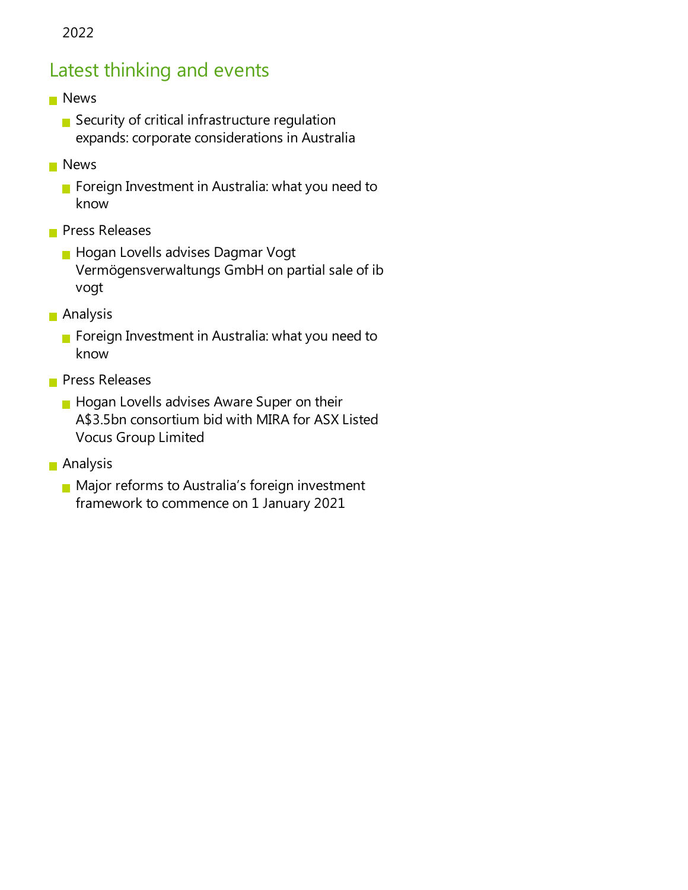2022

## Latest thinking and events

- News
  - Security of critical infrastructure regulation expands: corporate considerations in Australia
- News
  - Foreign Investment in Australia: what you need to know
- Press Releases
  - Hogan Lovells advises Dagmar Vogt Vermögensverwaltungs GmbH on partial sale of ib vogt
- Analysis
  - Foreign Investment in Australia: what you need to know
- Press Releases
  - Hogan Lovells advises Aware Super on their A$3.5bn consortium bid with MIRA for ASX Listed Vocus Group Limited
- Analysis
  - Major reforms to Australia's foreign investment framework to commence on 1 January 2021